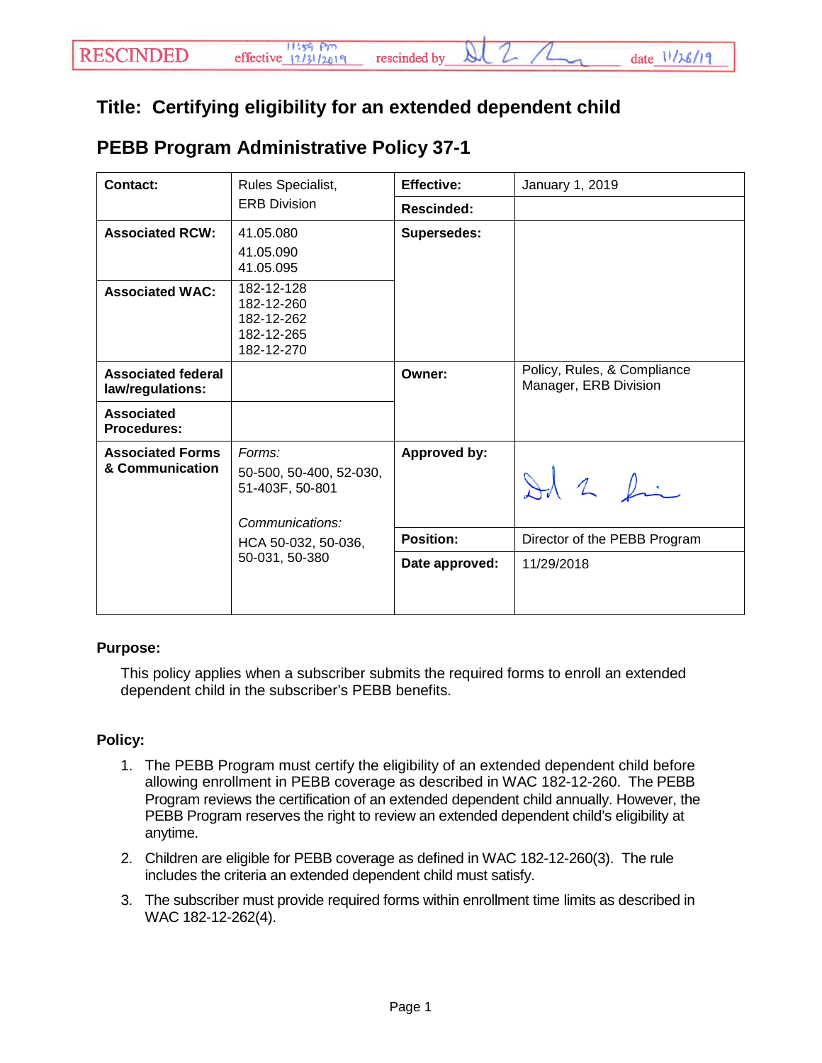RESCINDED effective 11:59 pm 12/31/2019 rescinded by [signature] date 11/26/19

# Title: Certifying eligibility for an extended dependent child

## PEBB Program Administrative Policy 37-1

| | | | |
|---|---|---|---|
| **Contact:** | Rules Specialist, ERB Division | **Effective:** | January 1, 2019 |
| | | **Rescinded:** | |
| **Associated RCW:** | 41.05.080<br>41.05.090<br>41.05.095 | **Supersedes:** | |
| **Associated WAC:** | 182-12-128<br>182-12-260<br>182-12-262<br>182-12-265<br>182-12-270 | | |
| **Associated federal law/regulations:** | | **Owner:** | Policy, Rules, & Compliance Manager, ERB Division |
| **Associated Procedures:** | | | |
| **Associated Forms & Communication** | *Forms:*<br>50-500, 50-400, 52-030, 51-403F, 50-801<br><br>*Communications:*<br>HCA 50-032, 50-036, 50-031, 50-380 | **Approved by:** | [signature] |
| | | **Position:** | Director of the PEBB Program |
| | | **Date approved:** | 11/29/2018 |

**Purpose:**

This policy applies when a subscriber submits the required forms to enroll an extended dependent child in the subscriber's PEBB benefits.

**Policy:**

1. The PEBB Program must certify the eligibility of an extended dependent child before allowing enrollment in PEBB coverage as described in WAC 182-12-260. The PEBB Program reviews the certification of an extended dependent child annually. However, the PEBB Program reserves the right to review an extended dependent child's eligibility at anytime.
2. Children are eligible for PEBB coverage as defined in WAC 182-12-260(3). The rule includes the criteria an extended dependent child must satisfy.
3. The subscriber must provide required forms within enrollment time limits as described in WAC 182-12-262(4).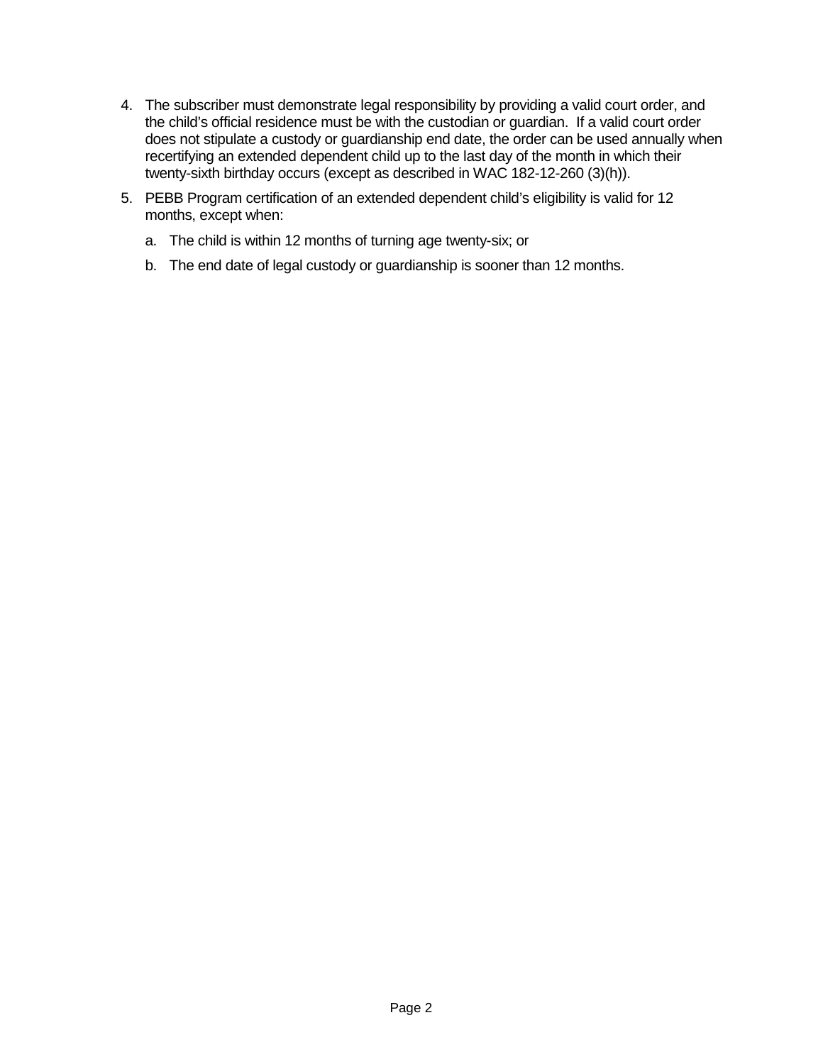4. The subscriber must demonstrate legal responsibility by providing a valid court order, and the child's official residence must be with the custodian or guardian. If a valid court order does not stipulate a custody or guardianship end date, the order can be used annually when recertifying an extended dependent child up to the last day of the month in which their twenty-sixth birthday occurs (except as described in WAC 182-12-260 (3)(h)).

5. PEBB Program certification of an extended dependent child's eligibility is valid for 12 months, except when:

   a. The child is within 12 months of turning age twenty-six; or

   b. The end date of legal custody or guardianship is sooner than 12 months.